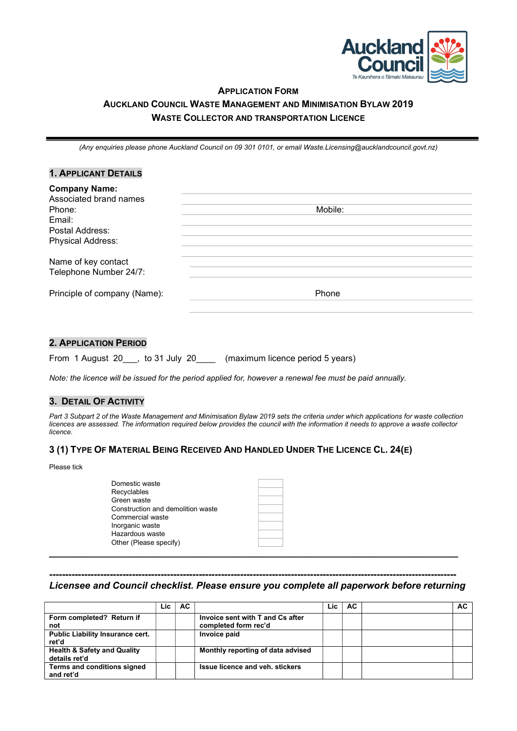# Application Form

## Auckland Council Waste Management and Minimisation Bylaw 2019

## Waste Collector and Transportation Licence

*(Any enquiries please phone Auckland Council on 09 301 0101, or email Waste.Licensing@aucklandcouncil.govt.nz)*

## 1. Applicant Details

**Company Name:**

Associated brand names

Phone: Mobile:

Email:

Postal Address:

Physical Address:

Name of key contact

Telephone Number 24/7:

Principle of company (Name): Phone

## 2. Application Period

From 1 August 20___, to 31 July 20____ (maximum licence period 5 years)

*Note: the licence will be issued for the period applied for, however a renewal fee must be paid annually.*

## 3. Detail Of Activity

*Part 3 Subpart 2 of the Waste Management and Minimisation Bylaw 2019 sets the criteria under which applications for waste collection licences are assessed. The information required below provides the council with the information it needs to approve a waste collector licence.*

### 3 (1) Type Of Material Being Received And Handled Under The Licence Cl. 24(e)

Please tick

| | |
|---|---|
| Domestic waste | |
| Recyclables | |
| Green waste | |
| Construction and demolition waste | |
| Commercial waste | |
| Inorganic waste | |
| Hazardous waste | |
| Other (Please specify) | |

---

***Licensee and Council checklist. Please ensure you complete all paperwork before returning***

| | Lic | AC | | Lic | AC | | AC |
|---|---|---|---|---|---|---|---|
| **Form completed? Return if not** | | | **Invoice sent with T and Cs after completed form rec'd** | | | | |
| **Public Liability Insurance cert. ret'd** | | | **Invoice paid** | | | | |
| **Health & Safety and Quality details ret'd** | | | **Monthly reporting of data advised** | | | | |
| **Terms and conditions signed and ret'd** | | | **Issue licence and veh. stickers** | | | | |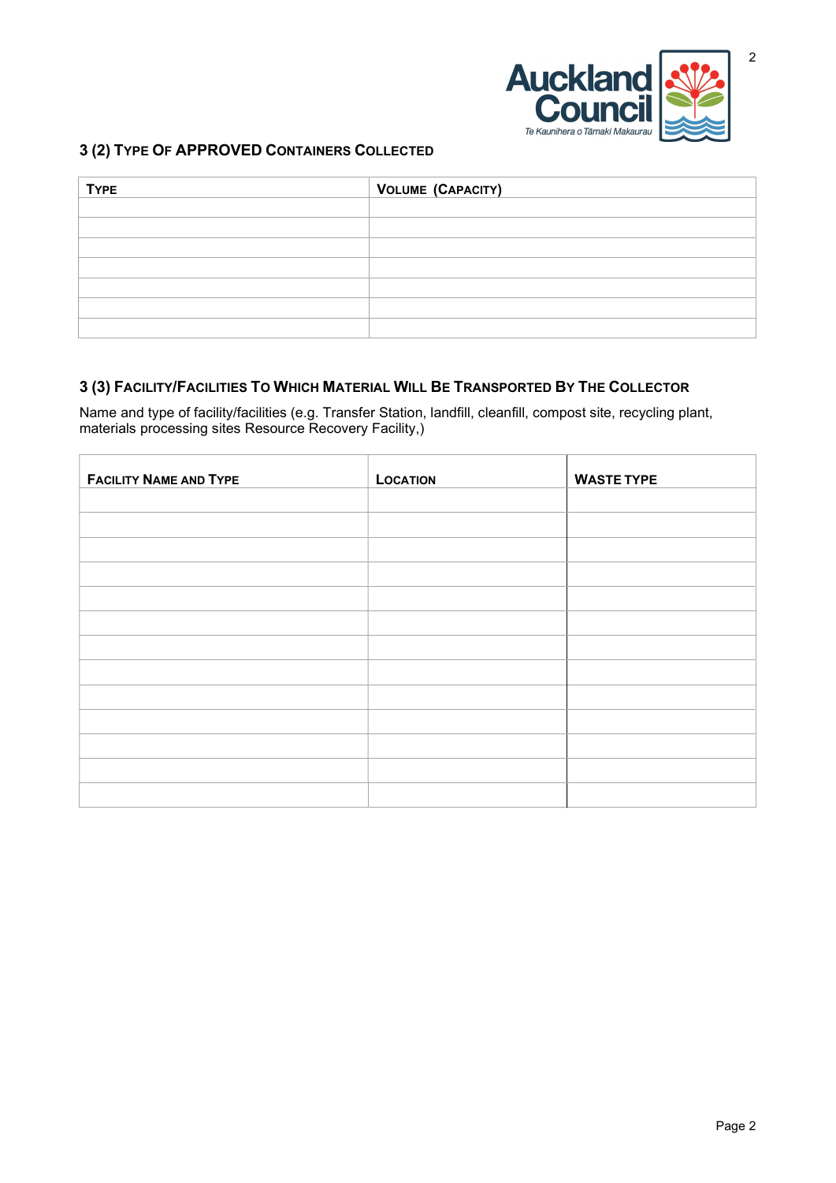### 3 (2) TYPE OF APPROVED CONTAINERS COLLECTED

| TYPE | VOLUME (CAPACITY) |
|---|---|
| | |
| | |
| | |
| | |
| | |
| | |
| | |

### 3 (3) FACILITY/FACILITIES TO WHICH MATERIAL WILL BE TRANSPORTED BY THE COLLECTOR

Name and type of facility/facilities (e.g. Transfer Station, landfill, cleanfill, compost site, recycling plant, materials processing sites Resource Recovery Facility,)

| FACILITY NAME AND TYPE | LOCATION | WASTE TYPE |
|---|---|---|
| | | |
| | | |
| | | |
| | | |
| | | |
| | | |
| | | |
| | | |
| | | |
| | | |
| | | |
| | | |
| | | |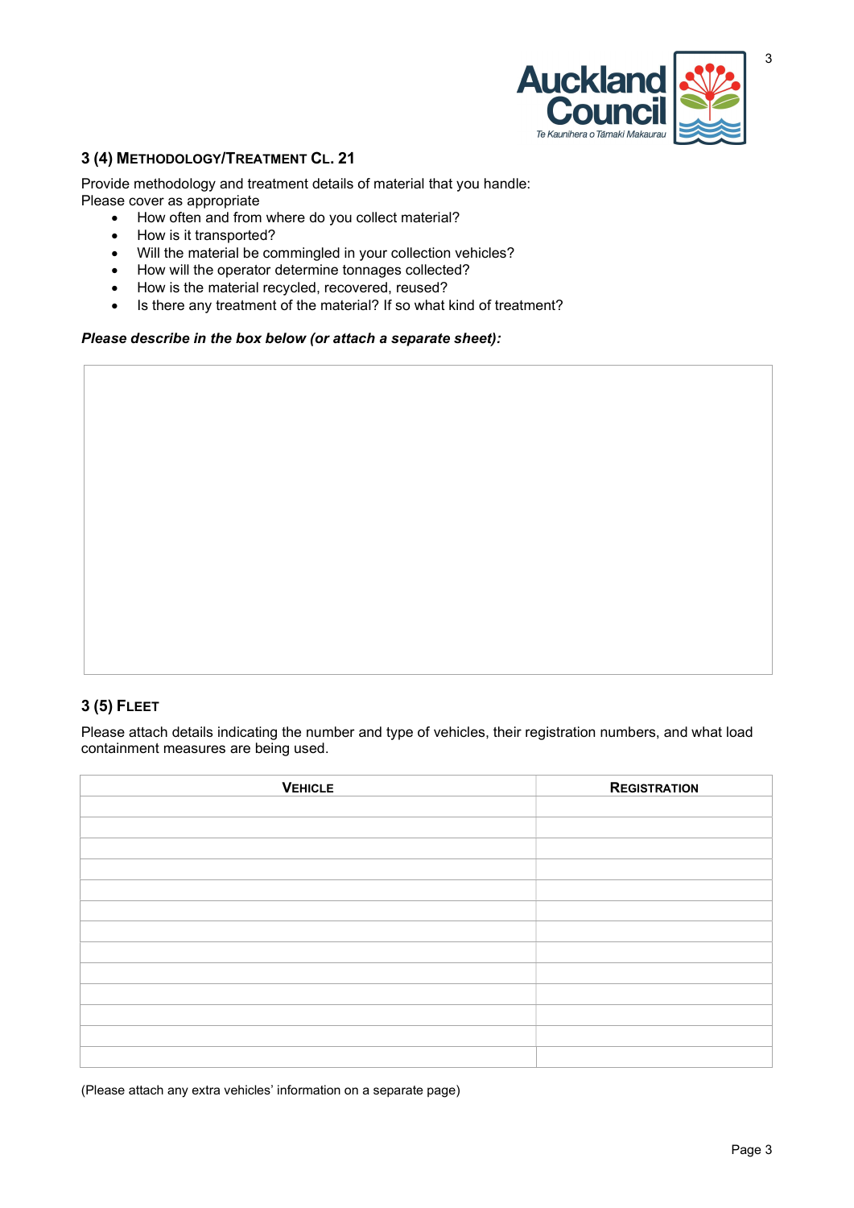## 3 (4) METHODOLOGY/TREATMENT CL. 21

Provide methodology and treatment details of material that you handle:
Please cover as appropriate

- How often and from where do you collect material?
- How is it transported?
- Will the material be commingled in your collection vehicles?
- How will the operator determine tonnages collected?
- How is the material recycled, recovered, reused?
- Is there any treatment of the material? If so what kind of treatment?

***Please describe in the box below (or attach a separate sheet):***

## 3 (5) FLEET

Please attach details indicating the number and type of vehicles, their registration numbers, and what load containment measures are being used.

| VEHICLE | REGISTRATION |
|---|---|
| | |
| | |
| | |
| | |
| | |
| | |
| | |
| | |
| | |
| | |
| | |
| | |
| | |

(Please attach any extra vehicles' information on a separate page)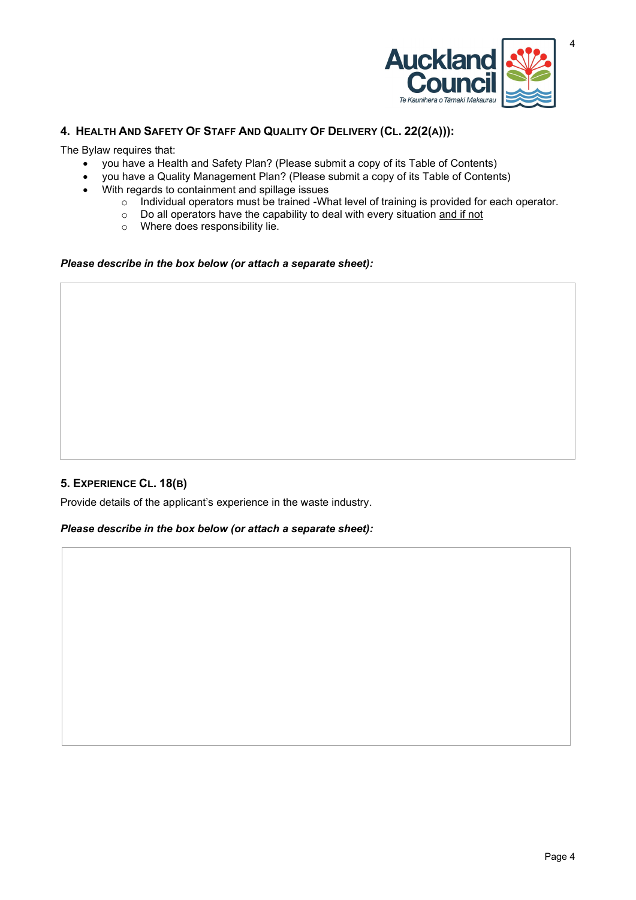## 4. Health And Safety Of Staff And Quality Of Delivery (Cl. 22(2(a))):

The Bylaw requires that:

- you have a Health and Safety Plan? (Please submit a copy of its Table of Contents)
- you have a Quality Management Plan? (Please submit a copy of its Table of Contents)
- With regards to containment and spillage issues
  - Individual operators must be trained -What level of training is provided for each operator.
  - Do all operators have the capability to deal with every situation <u>and if not</u>
  - Where does responsibility lie.

***Please describe in the box below (or attach a separate sheet):***

## 5. Experience Cl. 18(b)

Provide details of the applicant's experience in the waste industry.

***Please describe in the box below (or attach a separate sheet):***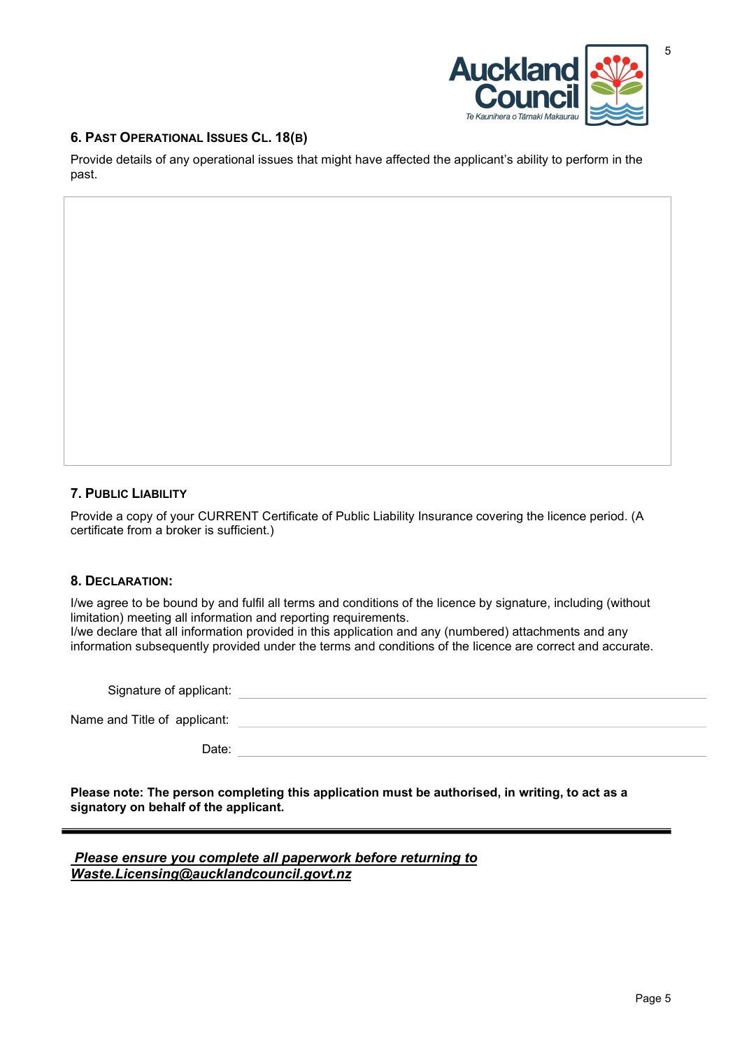### 6. Past Operational Issues Cl. 18(b)

Provide details of any operational issues that might have affected the applicant's ability to perform in the past.

### 7. Public Liability

Provide a copy of your CURRENT Certificate of Public Liability Insurance covering the licence period. (A certificate from a broker is sufficient.)

### 8. Declaration:

I/we agree to be bound by and fulfil all terms and conditions of the licence by signature, including (without limitation) meeting all information and reporting requirements.
I/we declare that all information provided in this application and any (numbered) attachments and any information subsequently provided under the terms and conditions of the licence are correct and accurate.

Signature of applicant: ______________________________

Name and Title of applicant: ______________________________

Date: ______________________________

**Please note: The person completing this application must be authorised, in writing, to act as a signatory on behalf of the applicant.**

---

***Please ensure you complete all paperwork before returning to Waste.Licensing@aucklandcouncil.govt.nz***